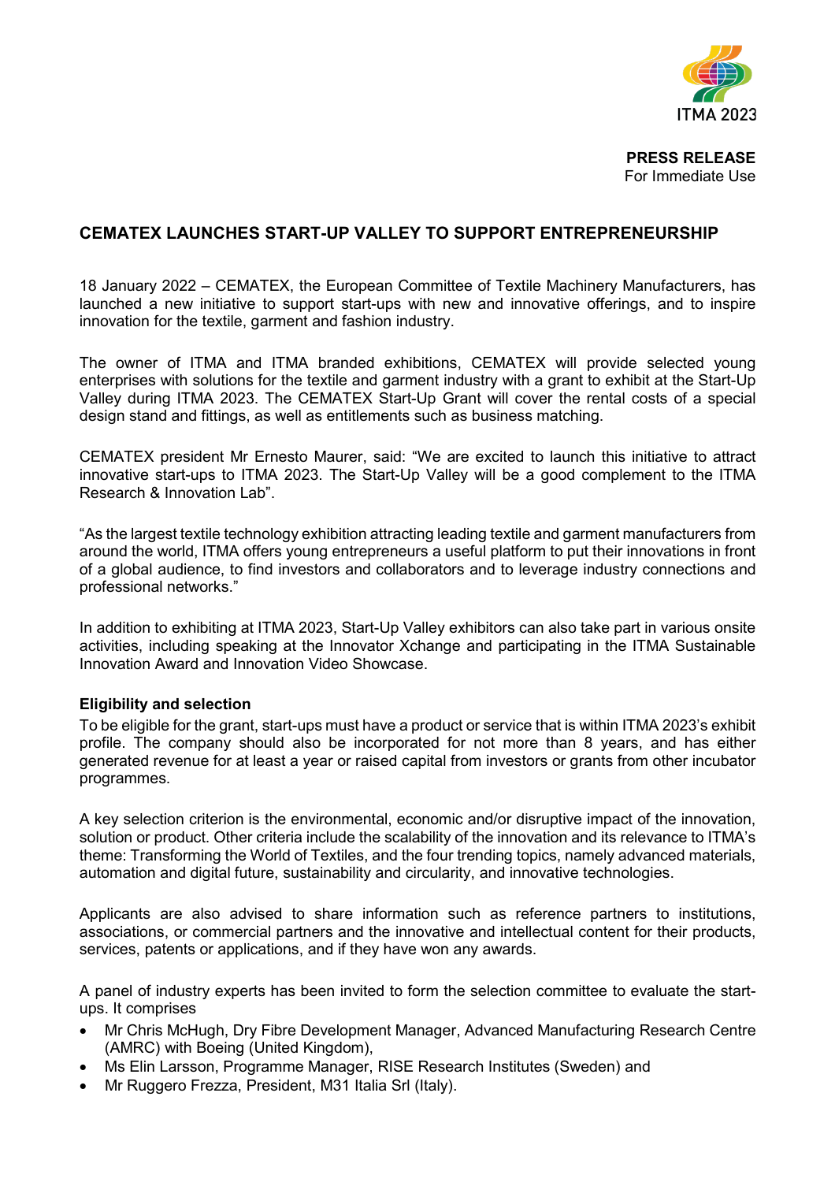ITMA 2023

**PRESS RELEASE**
For Immediate Use

# CEMATEX LAUNCHES START-UP VALLEY TO SUPPORT ENTREPRENEURSHIP

18 January 2022 – CEMATEX, the European Committee of Textile Machinery Manufacturers, has launched a new initiative to support start-ups with new and innovative offerings, and to inspire innovation for the textile, garment and fashion industry.

The owner of ITMA and ITMA branded exhibitions, CEMATEX will provide selected young enterprises with solutions for the textile and garment industry with a grant to exhibit at the Start-Up Valley during ITMA 2023. The CEMATEX Start-Up Grant will cover the rental costs of a special design stand and fittings, as well as entitlements such as business matching.

CEMATEX president Mr Ernesto Maurer, said: "We are excited to launch this initiative to attract innovative start-ups to ITMA 2023. The Start-Up Valley will be a good complement to the ITMA Research & Innovation Lab".

"As the largest textile technology exhibition attracting leading textile and garment manufacturers from around the world, ITMA offers young entrepreneurs a useful platform to put their innovations in front of a global audience, to find investors and collaborators and to leverage industry connections and professional networks."

In addition to exhibiting at ITMA 2023, Start-Up Valley exhibitors can also take part in various onsite activities, including speaking at the Innovator Xchange and participating in the ITMA Sustainable Innovation Award and Innovation Video Showcase.

## Eligibility and selection

To be eligible for the grant, start-ups must have a product or service that is within ITMA 2023's exhibit profile. The company should also be incorporated for not more than 8 years, and has either generated revenue for at least a year or raised capital from investors or grants from other incubator programmes.

A key selection criterion is the environmental, economic and/or disruptive impact of the innovation, solution or product. Other criteria include the scalability of the innovation and its relevance to ITMA's theme: Transforming the World of Textiles, and the four trending topics, namely advanced materials, automation and digital future, sustainability and circularity, and innovative technologies.

Applicants are also advised to share information such as reference partners to institutions, associations, or commercial partners and the innovative and intellectual content for their products, services, patents or applications, and if they have won any awards.

A panel of industry experts has been invited to form the selection committee to evaluate the start-ups. It comprises

- Mr Chris McHugh, Dry Fibre Development Manager, Advanced Manufacturing Research Centre (AMRC) with Boeing (United Kingdom),
- Ms Elin Larsson, Programme Manager, RISE Research Institutes (Sweden) and
- Mr Ruggero Frezza, President, M31 Italia Srl (Italy).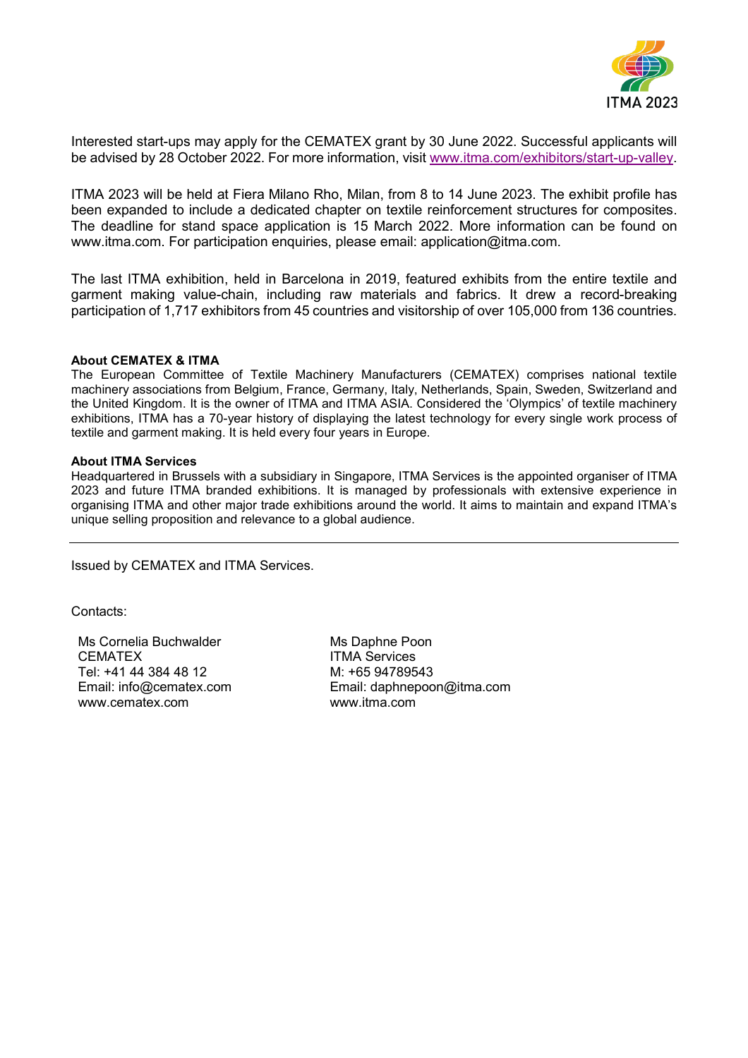Interested start-ups may apply for the CEMATEX grant by 30 June 2022. Successful applicants will be advised by 28 October 2022. For more information, visit [www.itma.com/exhibitors/start-up-valley](www.itma.com/exhibitors/start-up-valley).

ITMA 2023 will be held at Fiera Milano Rho, Milan, from 8 to 14 June 2023. The exhibit profile has been expanded to include a dedicated chapter on textile reinforcement structures for composites. The deadline for stand space application is 15 March 2022. More information can be found on www.itma.com. For participation enquiries, please email: application@itma.com.

The last ITMA exhibition, held in Barcelona in 2019, featured exhibits from the entire textile and garment making value-chain, including raw materials and fabrics. It drew a record-breaking participation of 1,717 exhibitors from 45 countries and visitorship of over 105,000 from 136 countries.

**About CEMATEX & ITMA**

The European Committee of Textile Machinery Manufacturers (CEMATEX) comprises national textile machinery associations from Belgium, France, Germany, Italy, Netherlands, Spain, Sweden, Switzerland and the United Kingdom. It is the owner of ITMA and ITMA ASIA. Considered the 'Olympics' of textile machinery exhibitions, ITMA has a 70-year history of displaying the latest technology for every single work process of textile and garment making. It is held every four years in Europe.

**About ITMA Services**

Headquartered in Brussels with a subsidiary in Singapore, ITMA Services is the appointed organiser of ITMA 2023 and future ITMA branded exhibitions. It is managed by professionals with extensive experience in organising ITMA and other major trade exhibitions around the world. It aims to maintain and expand ITMA's unique selling proposition and relevance to a global audience.

---

Issued by CEMATEX and ITMA Services.

Contacts:

Ms Cornelia Buchwalder
CEMATEX
Tel: +41 44 384 48 12
Email: info@cematex.com
www.cematex.com

Ms Daphne Poon
ITMA Services
M: +65 94789543
Email: daphnepoon@itma.com
www.itma.com